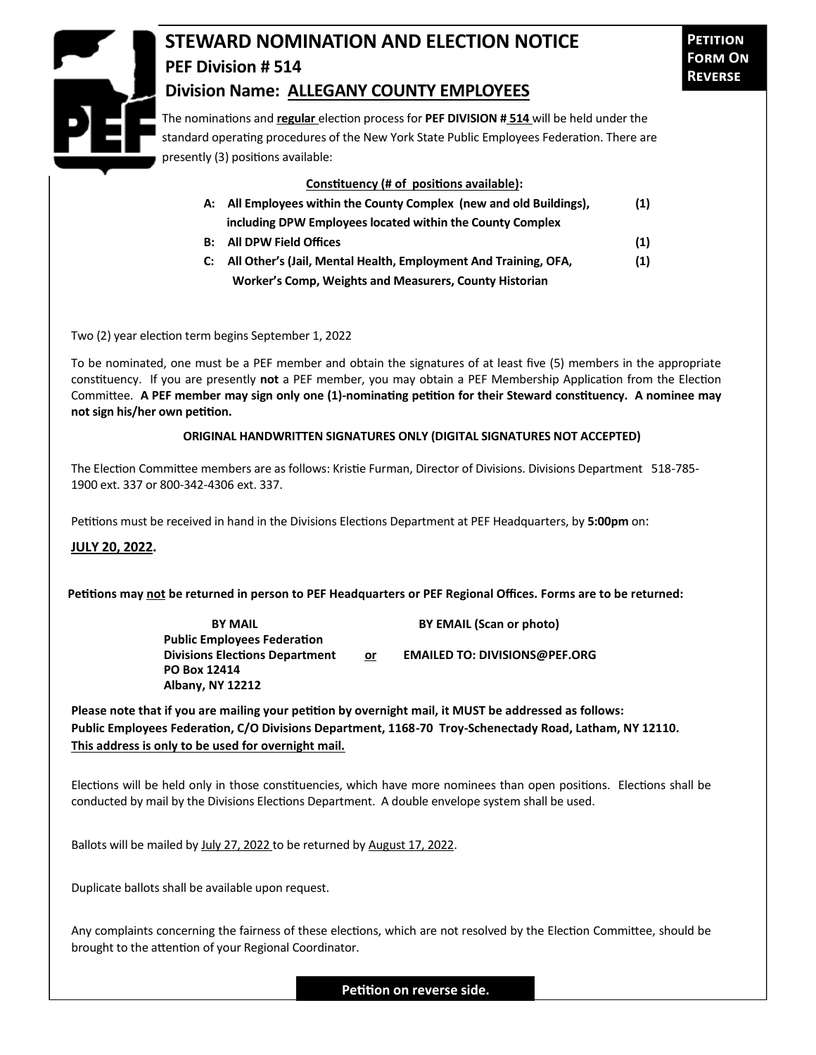# STEWARD NOMINATION AND ELECTION NOTICE

**PETITION FORM ON REVERSE**

## PEF Division # 514

## Division Name: ALLEGANY COUNTY EMPLOYEES

The nominations and **regular** election process for **PEF DIVISION # 514** will be held under the standard operating procedures of the New York State Public Employees Federation. There are presently (3) positions available:

**Constituency (# of positions available):**

| | Constituency | # |
|---|---|---|
| **A:** | **All Employees within the County Complex (new and old Buildings), including DPW Employees located within the County Complex** | **(1)** |
| **B:** | **All DPW Field Offices** | **(1)** |
| **C:** | **All Other's (Jail, Mental Health, Employment And Training, OFA, Worker's Comp, Weights and Measurers, County Historian** | **(1)** |

Two (2) year election term begins September 1, 2022

To be nominated, one must be a PEF member and obtain the signatures of at least five (5) members in the appropriate constituency. If you are presently **not** a PEF member, you may obtain a PEF Membership Application from the Election Committee. **A PEF member may sign only one (1)-nominating petition for their Steward constituency. A nominee may not sign his/her own petition.**

**ORIGINAL HANDWRITTEN SIGNATURES ONLY (DIGITAL SIGNATURES NOT ACCEPTED)**

The Election Committee members are as follows: Kristie Furman, Director of Divisions. Divisions Department 518-785-1900 ext. 337 or 800-342-4306 ext. 337.

Petitions must be received in hand in the Divisions Elections Department at PEF Headquarters, by **5:00pm** on:

**JULY 20, 2022.**

**Petitions may not be returned in person to PEF Headquarters or PEF Regional Offices. Forms are to be returned:**

| BY MAIL | | BY EMAIL (Scan or photo) |
|---|---|---|
| **Public Employees Federation**<br>**Divisions Elections Department**<br>**PO Box 12414**<br>**Albany, NY 12212** | **or** | **EMAILED TO: DIVISIONS@PEF.ORG** |

**Please note that if you are mailing your petition by overnight mail, it MUST be addressed as follows: Public Employees Federation, C/O Divisions Department, 1168-70 Troy-Schenectady Road, Latham, NY 12110. This address is only to be used for overnight mail.**

Elections will be held only in those constituencies, which have more nominees than open positions. Elections shall be conducted by mail by the Divisions Elections Department. A double envelope system shall be used.

Ballots will be mailed by July 27, 2022 to be returned by August 17, 2022.

Duplicate ballots shall be available upon request.

Any complaints concerning the fairness of these elections, which are not resolved by the Election Committee, should be brought to the attention of your Regional Coordinator.

**Petition on reverse side.**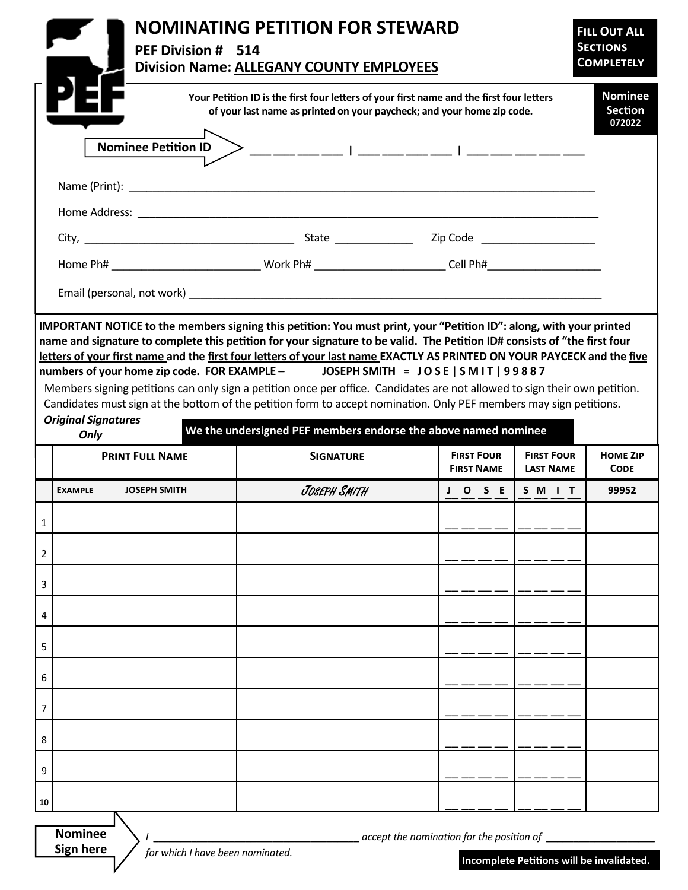# NOMINATING PETITION FOR STEWARD

**PEF Division # 514**
**Division Name: ALLEGANY COUNTY EMPLOYEES**

**Fill Out All Sections Completely**

**Nominee Section**
**072022**

**Your Petition ID is the first four letters of your first name and the first four letters of your last name as printed on your paycheck; and your home zip code.**

**Nominee Petition ID** ___ ___ ___ ___ | ___ ___ ___ ___ | ___ ___ ___ ___ ___

Name (Print): ______________________________________________

Home Address: ______________________________________________

City, ______________________ State ____________ Zip Code ________________

Home Ph# ____________________ Work Ph# ____________________ Cell Ph# ________________

Email (personal, not work) ______________________________________________

**IMPORTANT NOTICE to the members signing this petition: You must print, your "Petition ID": along, with your printed name and signature to complete this petition for your signature to be valid. The Petition ID# consists of "the first four letters of your first name and the first four letters of your last name EXACTLY AS PRINTED ON YOUR PAYCECK and the five numbers of your home zip code. FOR EXAMPLE – JOSEPH SMITH = J O S E | S M I T | 9 9 8 8 7**

Members signing petitions can only sign a petition once per office. Candidates are not allowed to sign their own petition. Candidates must sign at the bottom of the petition form to accept nomination. Only PEF members may sign petitions.

***Original Signatures Only***

**We the undersigned PEF members endorse the above named nominee**

| | Print Full Name | Signature | First Four First Name | First Four Last Name | Home Zip Code |
|---|---|---|---|---|---|
| | EXAMPLE JOSEPH SMITH | *Joseph Smith* | J O S E | S M I T | 99952 |
| 1 | | | __ __ __ __ | __ __ __ __ | |
| 2 | | | __ __ __ __ | __ __ __ __ | |
| 3 | | | __ __ __ __ | __ __ __ __ | |
| 4 | | | __ __ __ __ | __ __ __ __ | |
| 5 | | | __ __ __ __ | __ __ __ __ | |
| 6 | | | __ __ __ __ | __ __ __ __ | |
| 7 | | | __ __ __ __ | __ __ __ __ | |
| 8 | | | __ __ __ __ | __ __ __ __ | |
| 9 | | | __ __ __ __ | __ __ __ __ | |
| 10 | | | __ __ __ __ | __ __ __ __ | |

**Nominee Sign here**

*I ______________________________ accept the nomination for the position of ________________ for which I have been nominated.*

**Incomplete Petitions will be invalidated.**